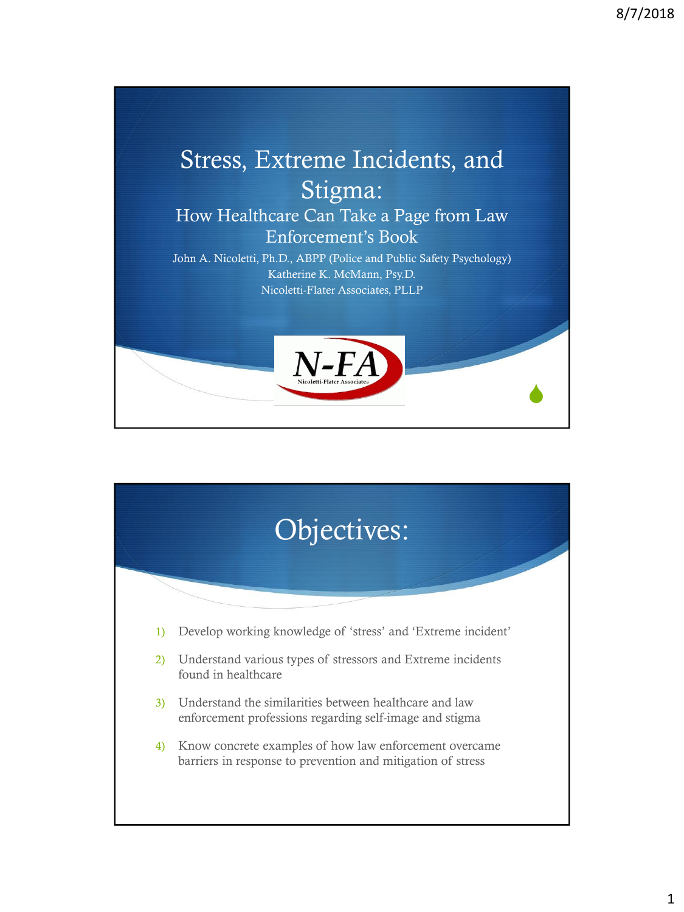# Stress, Extreme Incidents, and Stigma:

## How Healthcare Can Take a Page from Law Enforcement's Book

John A. Nicoletti, Ph.D., ABPP (Police and Public Safety Psychology)
Katherine K. McMann, Psy.D.
Nicoletti-Flater Associates, PLLP

N-FA
Nicoletti-Flater Associates

# Objectives:

1) Develop working knowledge of 'stress' and 'Extreme incident'
2) Understand various types of stressors and Extreme incidents found in healthcare
3) Understand the similarities between healthcare and law enforcement professions regarding self-image and stigma
4) Know concrete examples of how law enforcement overcame barriers in response to prevention and mitigation of stress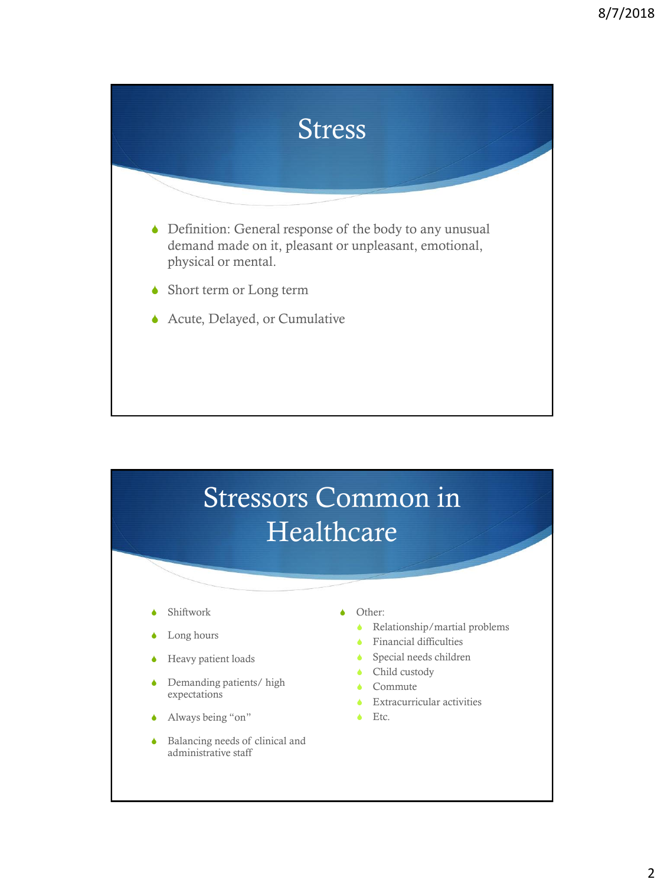## Stress

- Definition: General response of the body to any unusual demand made on it, pleasant or unpleasant, emotional, physical or mental.
- Short term or Long term
- Acute, Delayed, or Cumulative

## Stressors Common in Healthcare

- Shiftwork
- Long hours
- Heavy patient loads
- Demanding patients/ high expectations
- Always being "on"
- Balancing needs of clinical and administrative staff
- Other:
  - Relationship/martial problems
  - Financial difficulties
  - Special needs children
  - Child custody
  - Commute
  - Extracurricular activities
  - Etc.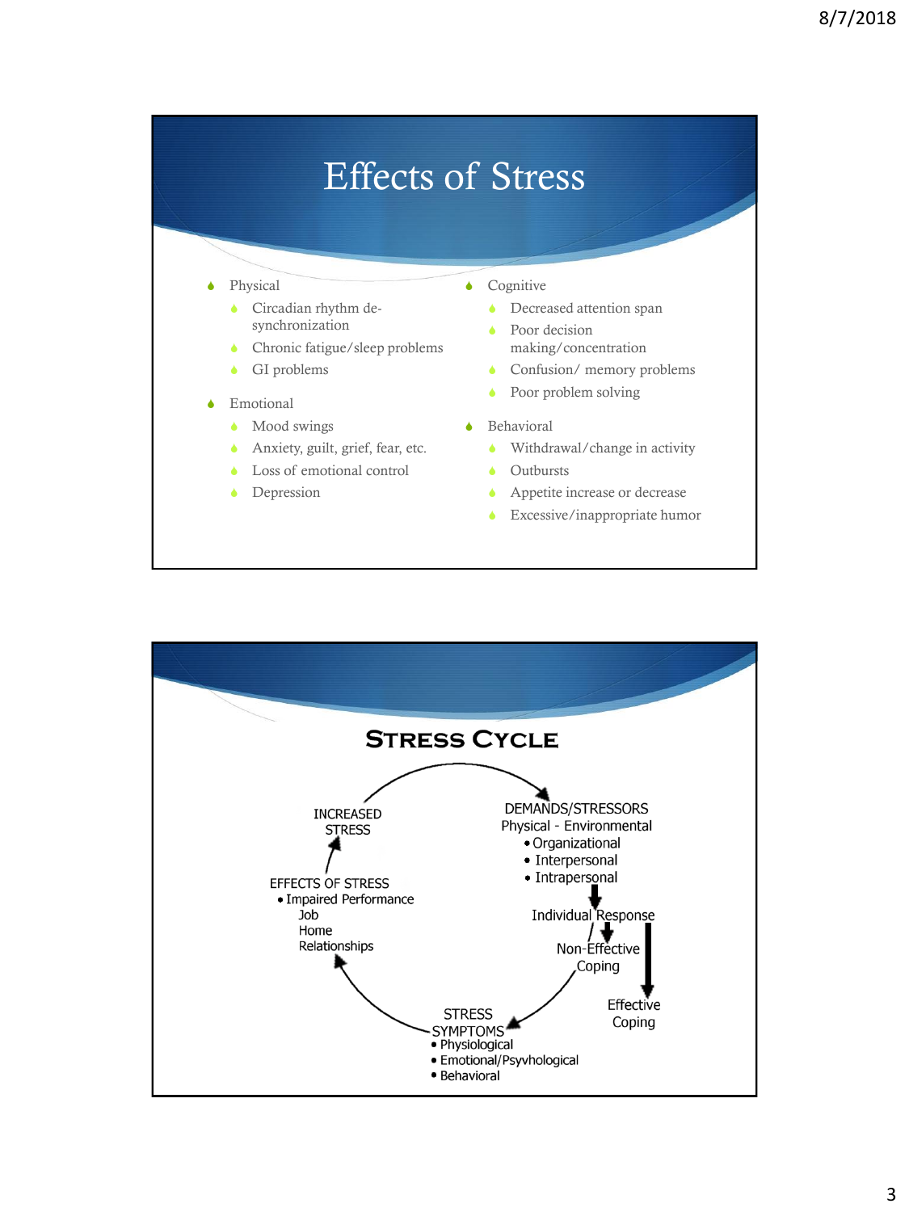# Effects of Stress

- Physical
  - Circadian rhythm de-synchronization
  - Chronic fatigue/sleep problems
  - GI problems
- Emotional
  - Mood swings
  - Anxiety, guilt, grief, fear, etc.
  - Loss of emotional control
  - Depression
- Cognitive
  - Decreased attention span
  - Poor decision making/concentration
  - Confusion/ memory problems
  - Poor problem solving
- Behavioral
  - Withdrawal/change in activity
  - Outbursts
  - Appetite increase or decrease
  - Excessive/inappropriate humor

## Stress Cycle

INCREASED STRESS

DEMANDS/STRESSORS
Physical - Environmental
- Organizational
- Interpersonal
- Intrapersonal

Individual Response

Non-Effective Coping

Effective Coping

STRESS SYMPTOMS
- Physiological
- Emotional/Psyvhological
- Behavioral

EFFECTS OF STRESS
- Impaired Performance
  - Job
  - Home
  - Relationships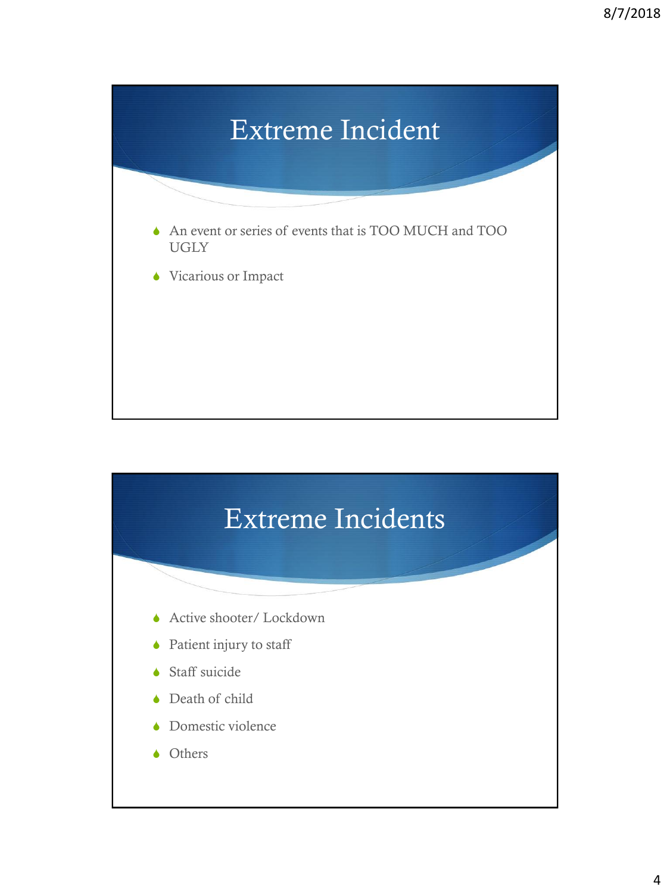## Extreme Incident

- An event or series of events that is TOO MUCH and TOO UGLY
- Vicarious or Impact

## Extreme Incidents

- Active shooter/ Lockdown
- Patient injury to staff
- Staff suicide
- Death of child
- Domestic violence
- Others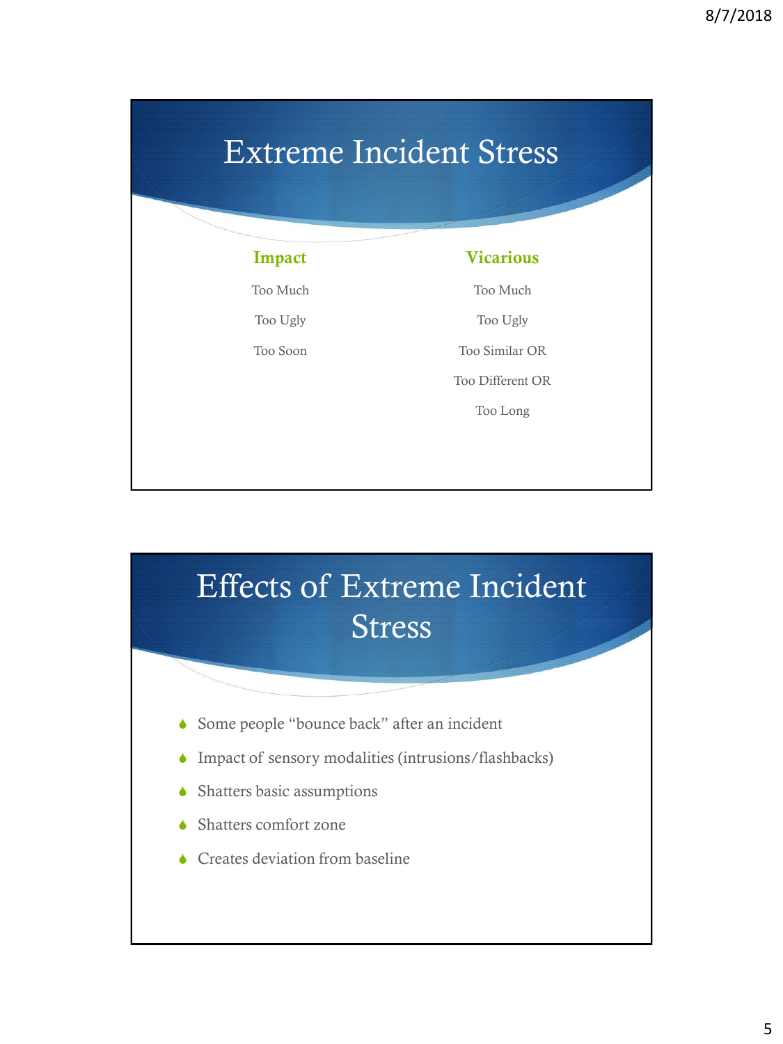# Extreme Incident Stress

| Impact | Vicarious |
|---|---|
| Too Much | Too Much |
| Too Ugly | Too Ugly |
| Too Soon | Too Similar OR |
| | Too Different OR |
| | Too Long |

# Effects of Extreme Incident Stress

- Some people "bounce back" after an incident
- Impact of sensory modalities (intrusions/flashbacks)
- Shatters basic assumptions
- Shatters comfort zone
- Creates deviation from baseline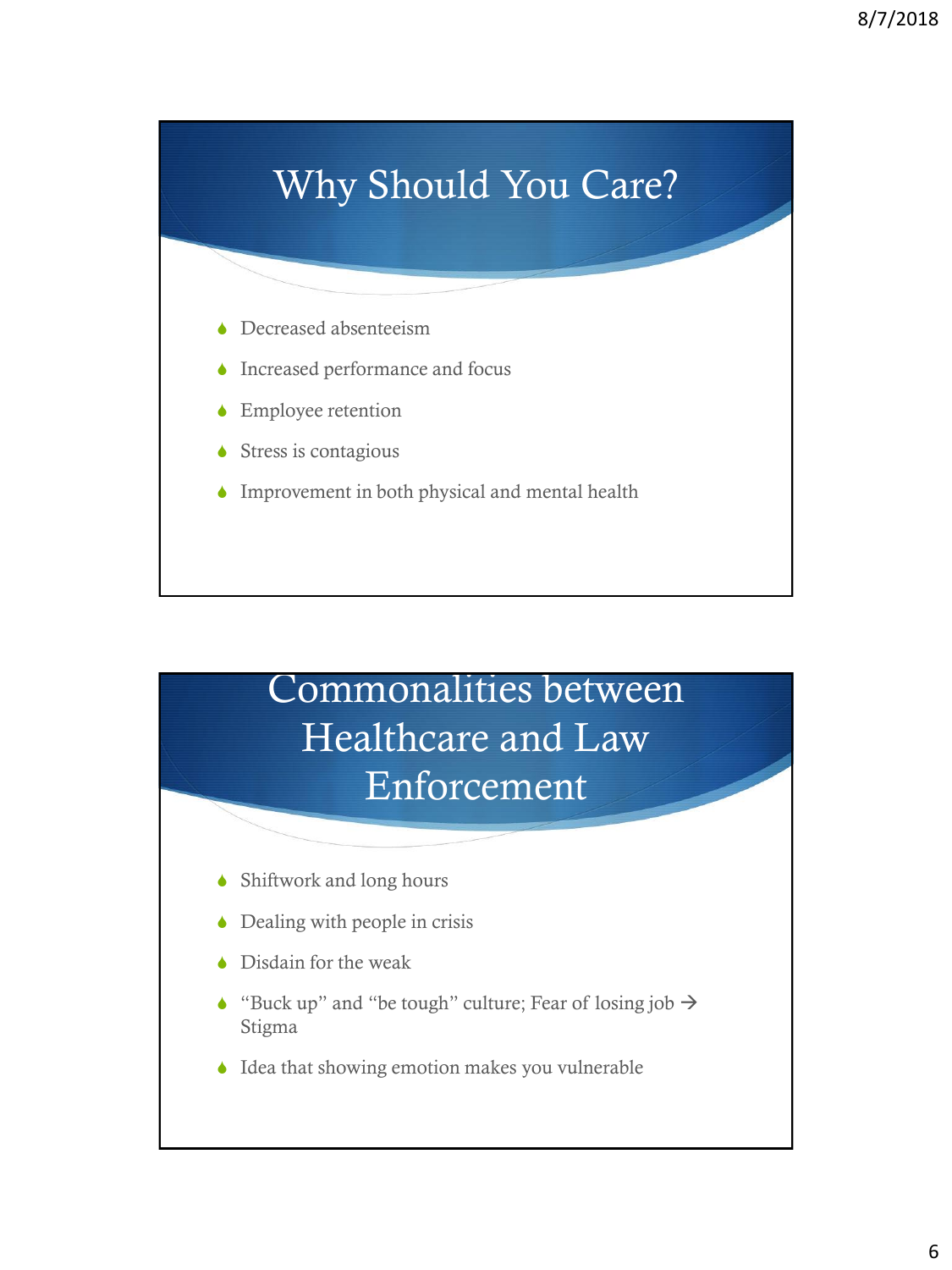## Why Should You Care?

- Decreased absenteeism
- Increased performance and focus
- Employee retention
- Stress is contagious
- Improvement in both physical and mental health

## Commonalities between Healthcare and Law Enforcement

- Shiftwork and long hours
- Dealing with people in crisis
- Disdain for the weak
- "Buck up" and "be tough" culture; Fear of losing job → Stigma
- Idea that showing emotion makes you vulnerable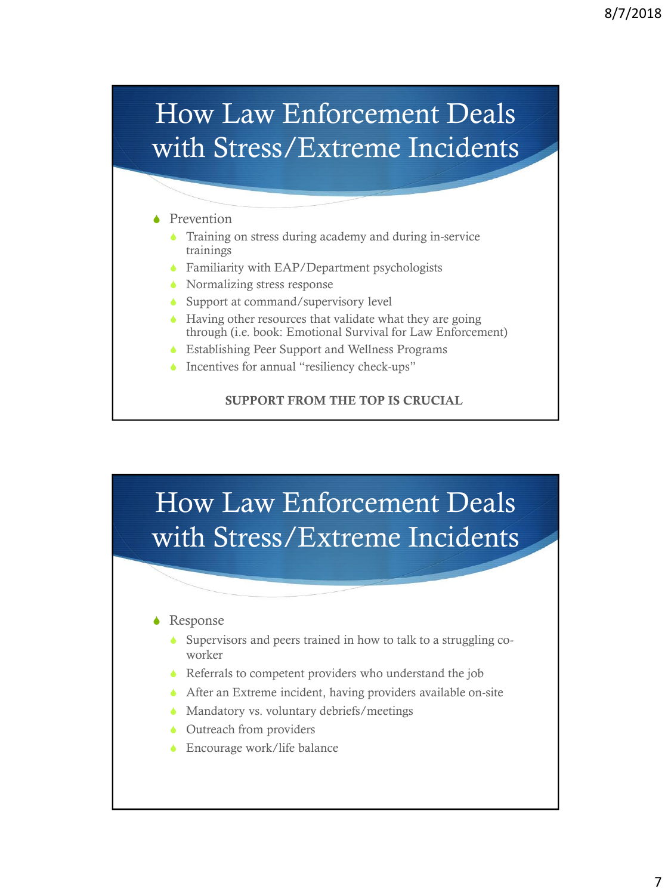## How Law Enforcement Deals with Stress/Extreme Incidents

- Prevention
  - Training on stress during academy and during in-service trainings
  - Familiarity with EAP/Department psychologists
  - Normalizing stress response
  - Support at command/supervisory level
  - Having other resources that validate what they are going through (i.e. book: Emotional Survival for Law Enforcement)
  - Establishing Peer Support and Wellness Programs
  - Incentives for annual "resiliency check-ups"

**SUPPORT FROM THE TOP IS CRUCIAL**

## How Law Enforcement Deals with Stress/Extreme Incidents

- Response
  - Supervisors and peers trained in how to talk to a struggling co-worker
  - Referrals to competent providers who understand the job
  - After an Extreme incident, having providers available on-site
  - Mandatory vs. voluntary debriefs/meetings
  - Outreach from providers
  - Encourage work/life balance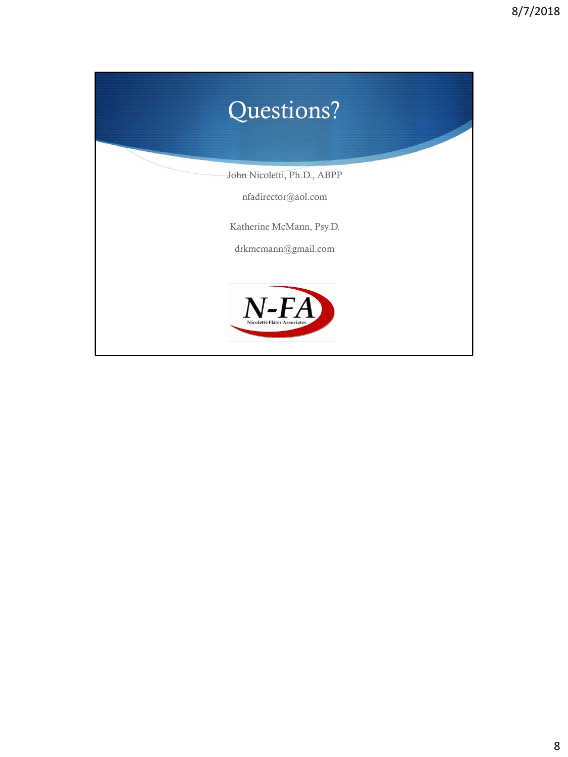# Questions?

John Nicoletti, Ph.D., ABPP

nfadirector@aol.com

Katherine McMann, Psy.D.

drkmcmann@gmail.com

N-FA

Nicoletti-Flater Associates